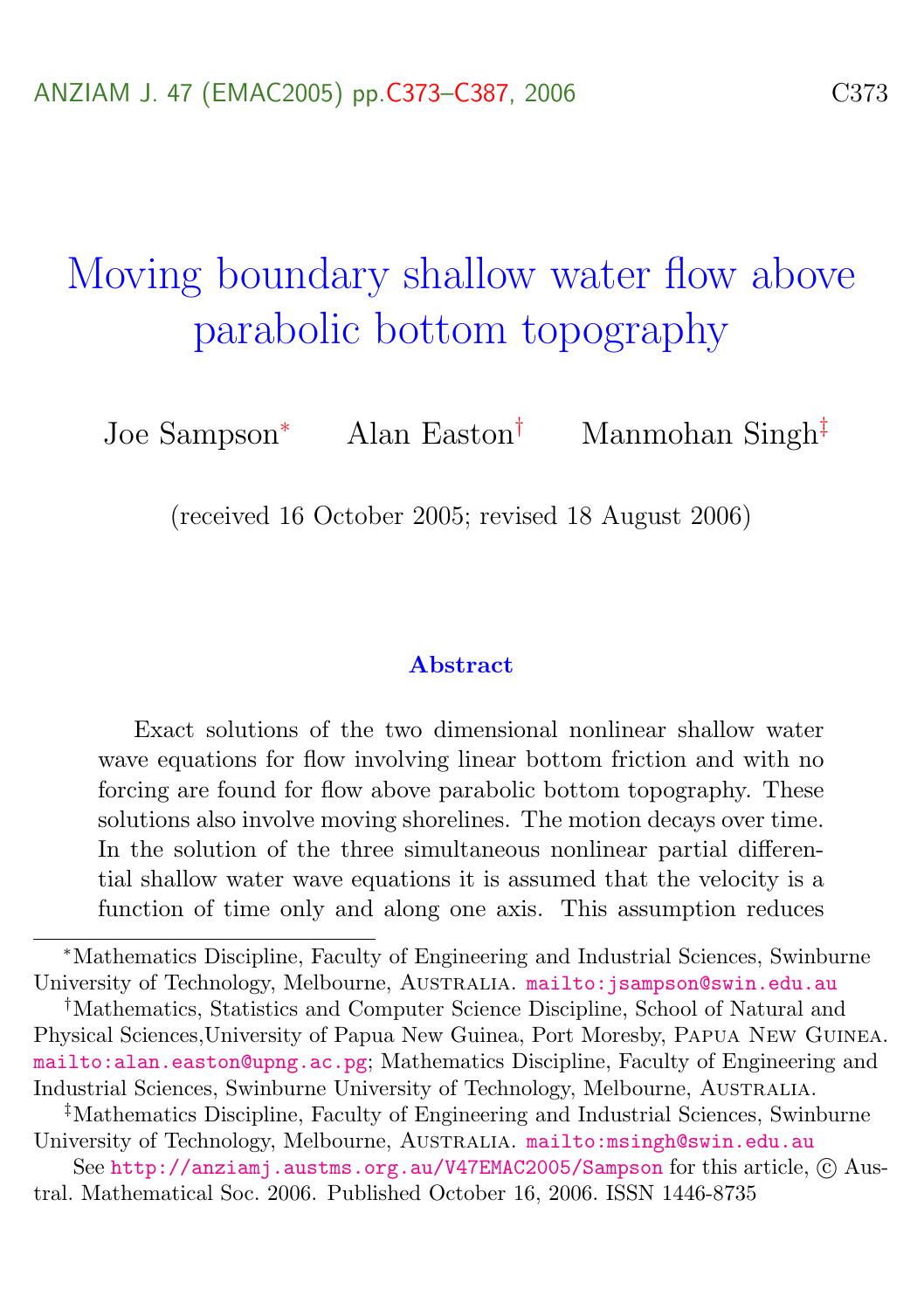# Moving boundary shallow water flow above parabolic bottom topography

Joe Sampson[*] Alan Easton[†] Manmohan Singh[‡]

(received 16 October 2005; revised 18 August 2006)

## Abstract

Exact solutions of the two dimensional nonlinear shallow water wave equations for flow involving linear bottom friction and with no forcing are found for flow above parabolic bottom topography. These solutions also involve moving shorelines. The motion decays over time. In the solution of the three simultaneous nonlinear partial differential shallow water wave equations it is assumed that the velocity is a function of time only and along one axis. This assumption reduces

---

[*]Mathematics Discipline, Faculty of Engineering and Industrial Sciences, Swinburne University of Technology, Melbourne, Australia. mailto:jsampson@swin.edu.au

[†]Mathematics, Statistics and Computer Science Discipline, School of Natural and Physical Sciences,University of Papua New Guinea, Port Moresby, Papua New Guinea. mailto:alan.easton@upng.ac.pg; Mathematics Discipline, Faculty of Engineering and Industrial Sciences, Swinburne University of Technology, Melbourne, Australia.

[‡]Mathematics Discipline, Faculty of Engineering and Industrial Sciences, Swinburne University of Technology, Melbourne, Australia. mailto:msingh@swin.edu.au

See http://anziamj.austms.org.au/V47EMAC2005/Sampson for this article, © Austral. Mathematical Soc. 2006. Published October 16, 2006. ISSN 1446-8735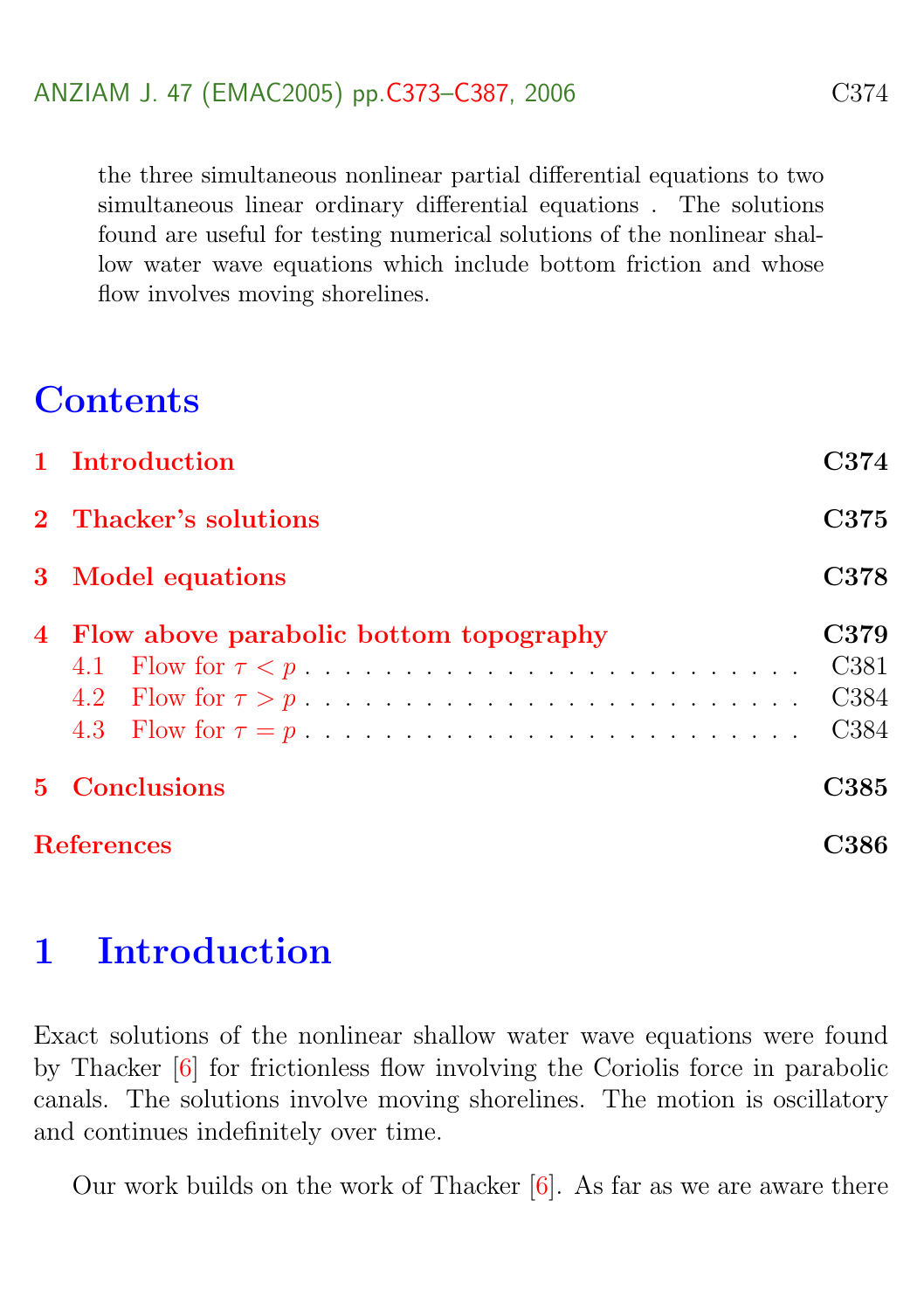the three simultaneous nonlinear partial differential equations to two simultaneous linear ordinary differential equations . The solutions found are useful for testing numerical solutions of the nonlinear shallow water wave equations which include bottom friction and whose flow involves moving shorelines.

## Contents

1 Introduction C374

2 Thacker's solutions C375

3 Model equations C378

4 Flow above parabolic bottom topography C379
- 4.1 Flow for $\tau < p$ . . . C381
- 4.2 Flow for $\tau > p$ . . . C384
- 4.3 Flow for $\tau = p$ . . . C384

5 Conclusions C385

References C386

## 1 Introduction

Exact solutions of the nonlinear shallow water wave equations were found by Thacker [6] for frictionless flow involving the Coriolis force in parabolic canals. The solutions involve moving shorelines. The motion is oscillatory and continues indefinitely over time.

Our work builds on the work of Thacker [6]. As far as we are aware there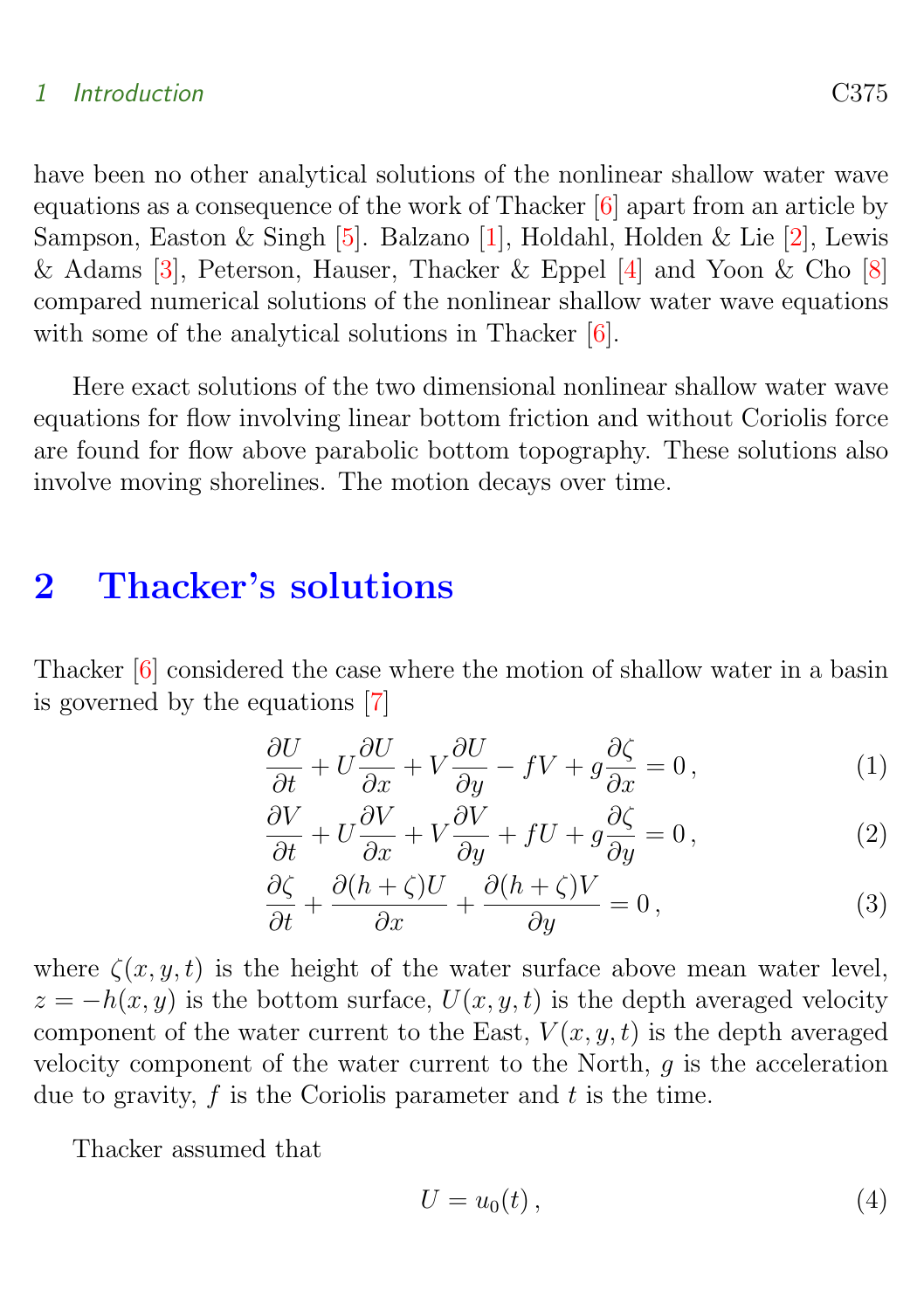have been no other analytical solutions of the nonlinear shallow water wave equations as a consequence of the work of Thacker [6] apart from an article by Sampson, Easton & Singh [5]. Balzano [1], Holdahl, Holden & Lie [2], Lewis & Adams [3], Peterson, Hauser, Thacker & Eppel [4] and Yoon & Cho [8] compared numerical solutions of the nonlinear shallow water wave equations with some of the analytical solutions in Thacker [6].

Here exact solutions of the two dimensional nonlinear shallow water wave equations for flow involving linear bottom friction and without Coriolis force are found for flow above parabolic bottom topography. These solutions also involve moving shorelines. The motion decays over time.

## 2 Thacker's solutions

Thacker [6] considered the case where the motion of shallow water in a basin is governed by the equations [7]

$$\frac{\partial U}{\partial t} + U\frac{\partial U}{\partial x} + V\frac{\partial U}{\partial y} - fV + g\frac{\partial \zeta}{\partial x} = 0\,, \tag{1}$$

$$\frac{\partial V}{\partial t} + U\frac{\partial V}{\partial x} + V\frac{\partial V}{\partial y} + fU + g\frac{\partial \zeta}{\partial y} = 0\,, \tag{2}$$

$$\frac{\partial \zeta}{\partial t} + \frac{\partial (h+\zeta)U}{\partial x} + \frac{\partial (h+\zeta)V}{\partial y} = 0\,, \tag{3}$$

where $\zeta(x, y, t)$ is the height of the water surface above mean water level, $z = -h(x, y)$ is the bottom surface, $U(x, y, t)$ is the depth averaged velocity component of the water current to the East, $V(x, y, t)$ is the depth averaged velocity component of the water current to the North, $g$ is the acceleration due to gravity, $f$ is the Coriolis parameter and $t$ is the time.

Thacker assumed that

$$U = u_0(t)\,, \tag{4}$$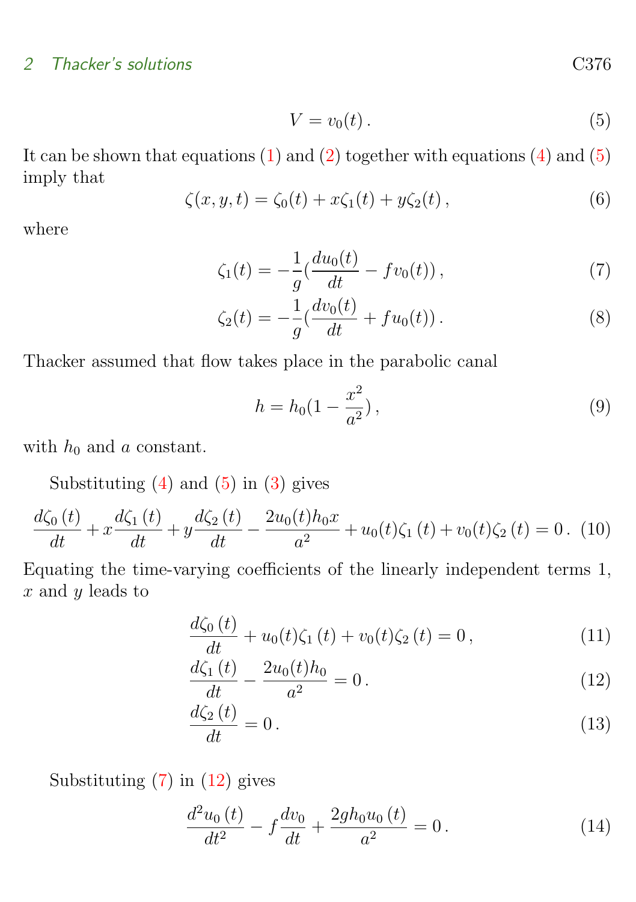$$V = v_0(t)\,. \tag{5}$$

It can be shown that equations (1) and (2) together with equations (4) and (5) imply that

$$\zeta(x, y, t) = \zeta_0(t) + x\zeta_1(t) + y\zeta_2(t)\,, \tag{6}$$

where

$$\zeta_1(t) = -\frac{1}{g}(\frac{du_0(t)}{dt} - fv_0(t))\,, \tag{7}$$

$$\zeta_2(t) = -\frac{1}{g}(\frac{dv_0(t)}{dt} + fu_0(t))\,. \tag{8}$$

Thacker assumed that flow takes place in the parabolic canal

$$h = h_0(1 - \frac{x^2}{a^2})\,, \tag{9}$$

with $h_0$ and $a$ constant.

Substituting (4) and (5) in (3) gives

$$\frac{d\zeta_0\,(t)}{dt} + x\frac{d\zeta_1\,(t)}{dt} + y\frac{d\zeta_2\,(t)}{dt} - \frac{2u_0(t)h_0x}{a^2} + u_0(t)\zeta_1\,(t) + v_0(t)\zeta_2\,(t) = 0\,. \tag{10}$$

Equating the time-varying coefficients of the linearly independent terms 1, $x$ and $y$ leads to

$$\frac{d\zeta_0\,(t)}{dt} + u_0(t)\zeta_1\,(t) + v_0(t)\zeta_2\,(t) = 0\,, \tag{11}$$

$$\frac{d\zeta_1\,(t)}{dt} - \frac{2u_0(t)h_0}{a^2} = 0\,. \tag{12}$$

$$\frac{d\zeta_2\,(t)}{dt} = 0\,. \tag{13}$$

Substituting (7) in (12) gives

$$\frac{d^2u_0\,(t)}{dt^2} - f\frac{dv_0}{dt} + \frac{2gh_0u_0\,(t)}{a^2} = 0\,. \tag{14}$$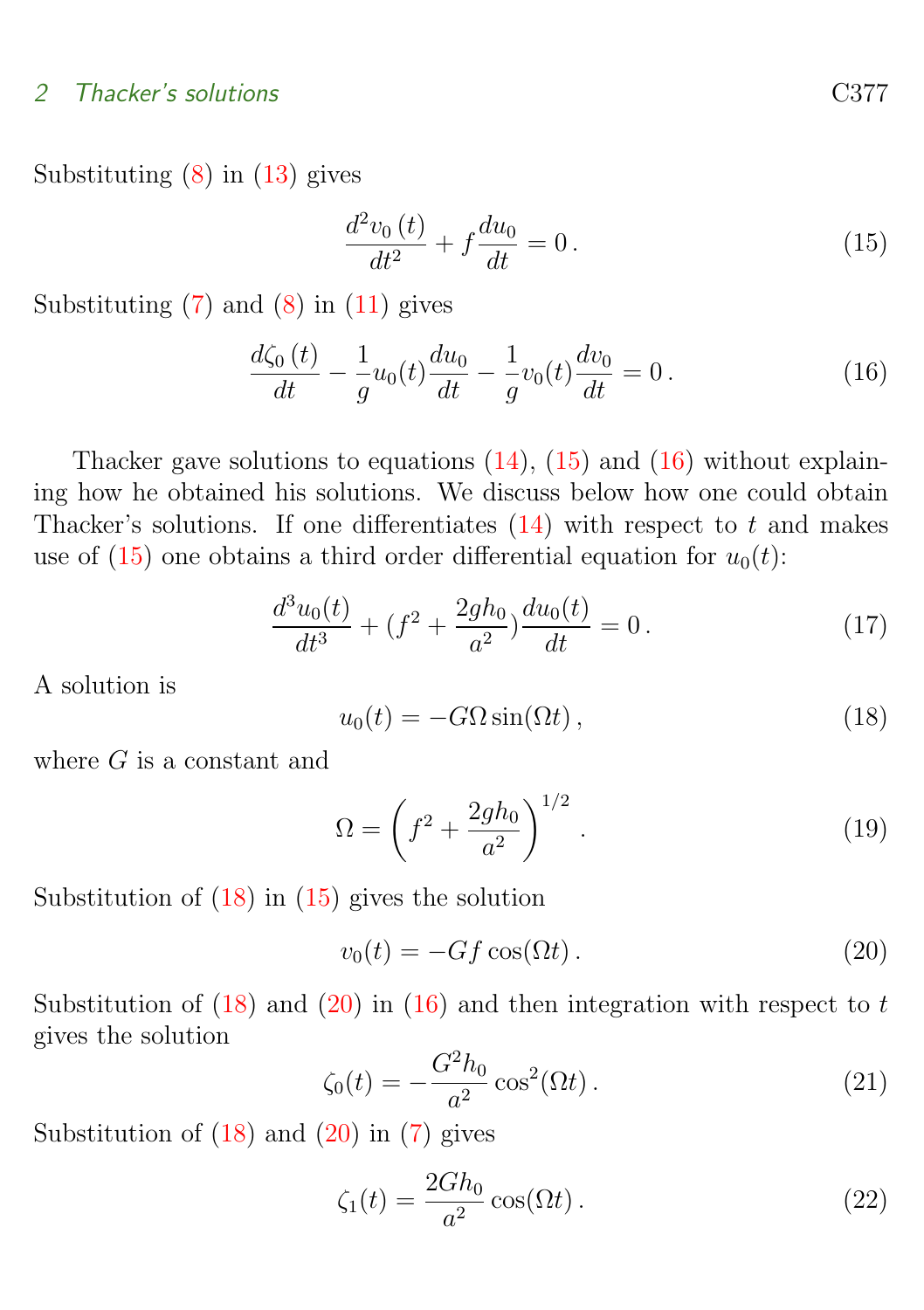Substituting (8) in (13) gives

$$\frac{d^2 v_0(t)}{dt^2} + f\frac{du_0}{dt} = 0\,. \tag{15}$$

Substituting (7) and (8) in (11) gives

$$\frac{d\zeta_0(t)}{dt} - \frac{1}{g}u_0(t)\frac{du_0}{dt} - \frac{1}{g}v_0(t)\frac{dv_0}{dt} = 0\,. \tag{16}$$

Thacker gave solutions to equations (14), (15) and (16) without explaining how he obtained his solutions. We discuss below how one could obtain Thacker's solutions. If one differentiates (14) with respect to $t$ and makes use of (15) one obtains a third order differential equation for $u_0(t)$:

$$\frac{d^3 u_0(t)}{dt^3} + (f^2 + \frac{2gh_0}{a^2})\frac{du_0(t)}{dt} = 0\,. \tag{17}$$

A solution is

$$u_0(t) = -G\Omega\sin(\Omega t)\,, \tag{18}$$

where $G$ is a constant and

$$\Omega = \left(f^2 + \frac{2gh_0}{a^2}\right)^{1/2}\,. \tag{19}$$

Substitution of (18) in (15) gives the solution

$$v_0(t) = -Gf\cos(\Omega t)\,. \tag{20}$$

Substitution of (18) and (20) in (16) and then integration with respect to $t$ gives the solution

$$\zeta_0(t) = -\frac{G^2 h_0}{a^2}\cos^2(\Omega t)\,. \tag{21}$$

Substitution of (18) and (20) in (7) gives

$$\zeta_1(t) = \frac{2Gh_0}{a^2}\cos(\Omega t)\,. \tag{22}$$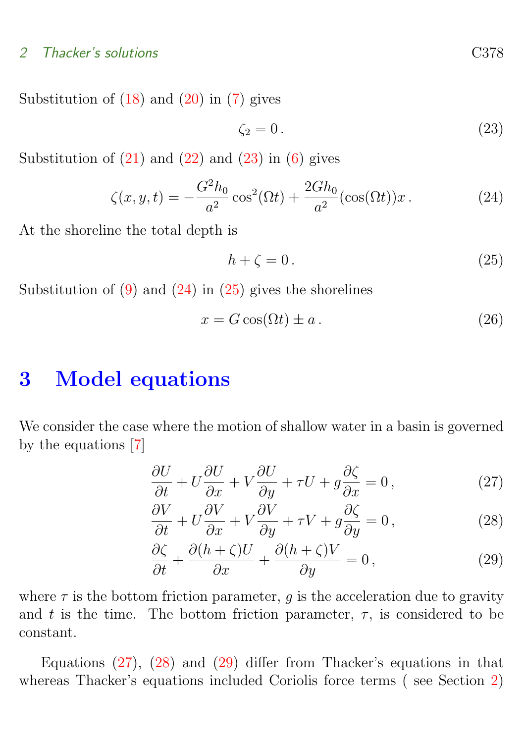Substitution of (18) and (20) in (7) gives

$$\zeta_2 = 0\,. \tag{23}$$

Substitution of (21) and (22) and (23) in (6) gives

$$\zeta(x,y,t) = -\frac{G^2 h_0}{a^2}\cos^2(\Omega t) + \frac{2Gh_0}{a^2}(\cos(\Omega t))x\,. \tag{24}$$

At the shoreline the total depth is

$$h + \zeta = 0\,. \tag{25}$$

Substitution of (9) and (24) in (25) gives the shorelines

$$x = G\cos(\Omega t) \pm a\,. \tag{26}$$

## 3 Model equations

We consider the case where the motion of shallow water in a basin is governed by the equations [7]

$$\frac{\partial U}{\partial t} + U\frac{\partial U}{\partial x} + V\frac{\partial U}{\partial y} + \tau U + g\frac{\partial \zeta}{\partial x} = 0\,, \tag{27}$$

$$\frac{\partial V}{\partial t} + U\frac{\partial V}{\partial x} + V\frac{\partial V}{\partial y} + \tau V + g\frac{\partial \zeta}{\partial y} = 0\,, \tag{28}$$

$$\frac{\partial \zeta}{\partial t} + \frac{\partial (h+\zeta)U}{\partial x} + \frac{\partial (h+\zeta)V}{\partial y} = 0\,, \tag{29}$$

where $\tau$ is the bottom friction parameter, $g$ is the acceleration due to gravity and $t$ is the time. The bottom friction parameter, $\tau$, is considered to be constant.

Equations (27), (28) and (29) differ from Thacker's equations in that whereas Thacker's equations included Coriolis force terms ( see Section 2)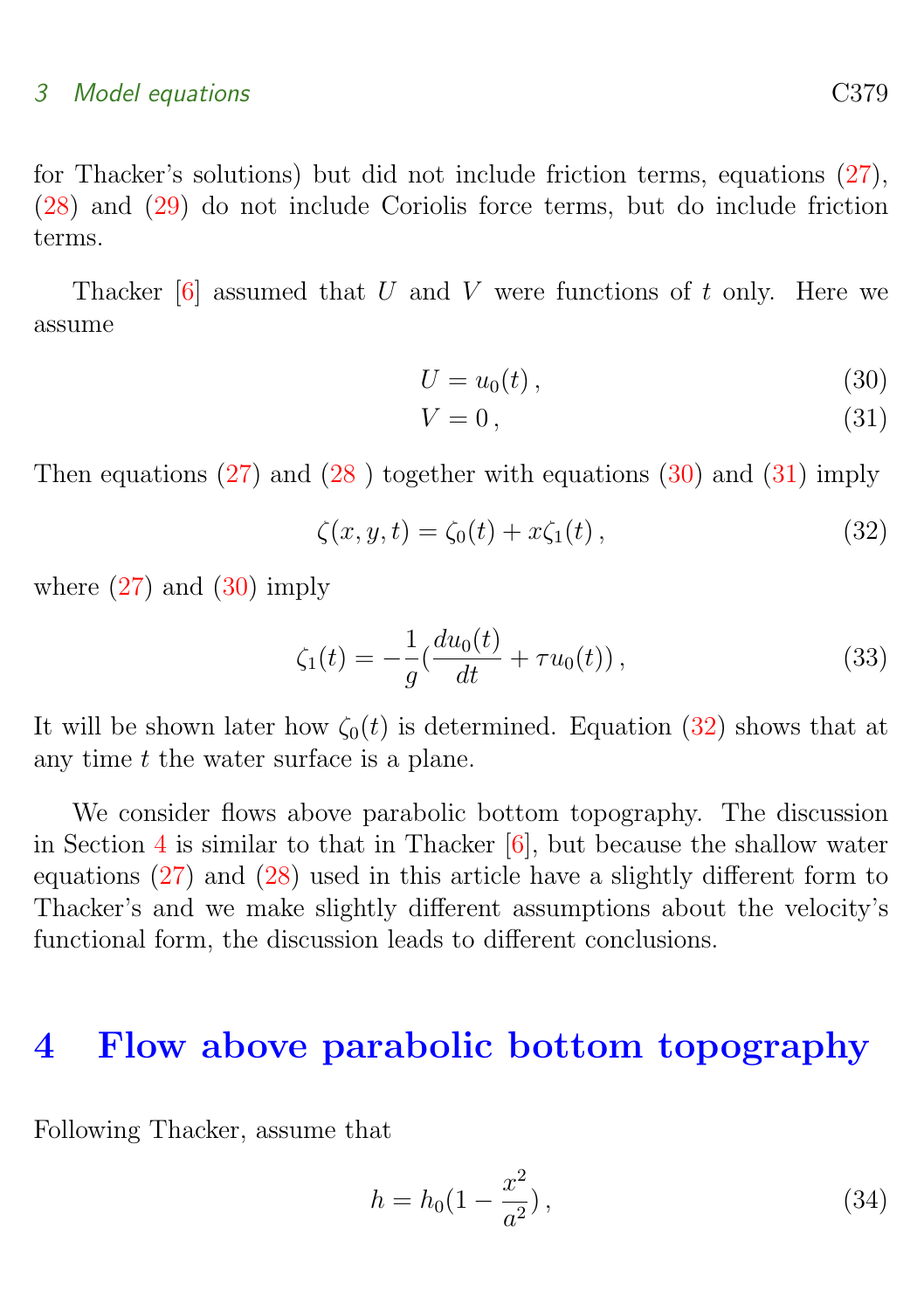for Thacker's solutions) but did not include friction terms, equations (27), (28) and (29) do not include Coriolis force terms, but do include friction terms.

Thacker [6] assumed that $U$ and $V$ were functions of $t$ only. Here we assume

$$U = u_0(t)\,, \tag{30}$$

$$V = 0\,, \tag{31}$$

Then equations (27) and (28 ) together with equations (30) and (31) imply

$$\zeta(x, y, t) = \zeta_0(t) + x\zeta_1(t)\,, \tag{32}$$

where (27) and (30) imply

$$\zeta_1(t) = -\frac{1}{g}\left(\frac{du_0(t)}{dt} + \tau u_0(t)\right), \tag{33}$$

It will be shown later how $\zeta_0(t)$ is determined. Equation (32) shows that at any time $t$ the water surface is a plane.

We consider flows above parabolic bottom topography. The discussion in Section 4 is similar to that in Thacker [6], but because the shallow water equations (27) and (28) used in this article have a slightly different form to Thacker's and we make slightly different assumptions about the velocity's functional form, the discussion leads to different conclusions.

# 4 Flow above parabolic bottom topography

Following Thacker, assume that

$$h = h_0\left(1 - \frac{x^2}{a^2}\right), \tag{34}$$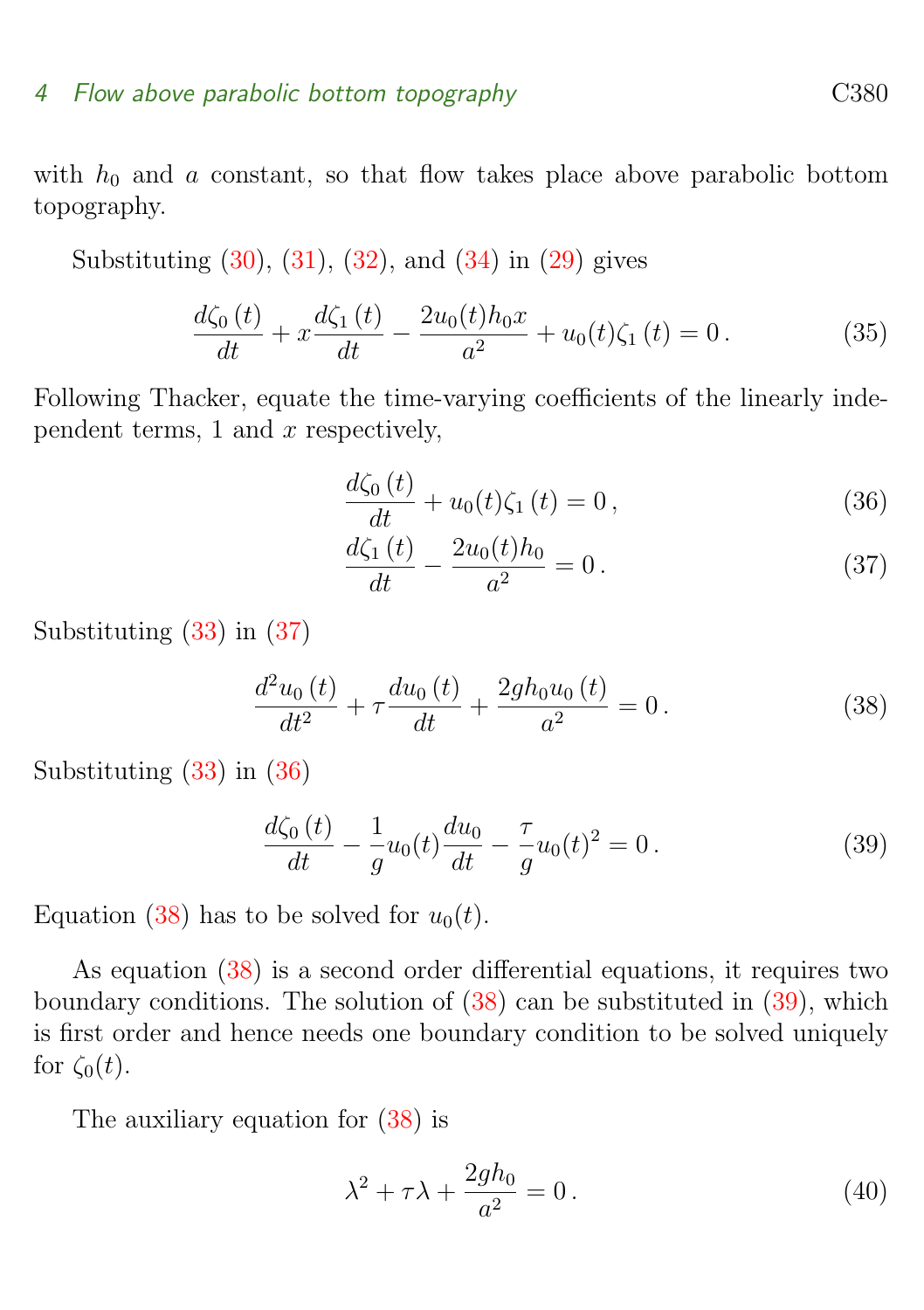with $h_0$ and $a$ constant, so that flow takes place above parabolic bottom topography.

Substituting (30), (31), (32), and (34) in (29) gives

$$\frac{d\zeta_0\left(t\right)}{dt} + x\frac{d\zeta_1\left(t\right)}{dt} - \frac{2u_0(t)h_0x}{a^2} + u_0(t)\zeta_1\left(t\right) = 0\,. \tag{35}$$

Following Thacker, equate the time-varying coefficients of the linearly independent terms, 1 and $x$ respectively,

$$\frac{d\zeta_0\left(t\right)}{dt} + u_0(t)\zeta_1\left(t\right) = 0\,, \tag{36}$$

$$\frac{d\zeta_1\left(t\right)}{dt} - \frac{2u_0(t)h_0}{a^2} = 0\,. \tag{37}$$

Substituting (33) in (37)

$$\frac{d^2u_0\left(t\right)}{dt^2} + \tau\frac{du_0\left(t\right)}{dt} + \frac{2gh_0u_0\left(t\right)}{a^2} = 0\,. \tag{38}$$

Substituting (33) in (36)

$$\frac{d\zeta_0\left(t\right)}{dt} - \frac{1}{g}u_0(t)\frac{du_0}{dt} - \frac{\tau}{g}u_0(t)^2 = 0\,. \tag{39}$$

Equation (38) has to be solved for $u_0(t)$.

As equation (38) is a second order differential equations, it requires two boundary conditions. The solution of (38) can be substituted in (39), which is first order and hence needs one boundary condition to be solved uniquely for $\zeta_0(t)$.

The auxiliary equation for (38) is

$$\lambda^2 + \tau\lambda + \frac{2gh_0}{a^2} = 0\,. \tag{40}$$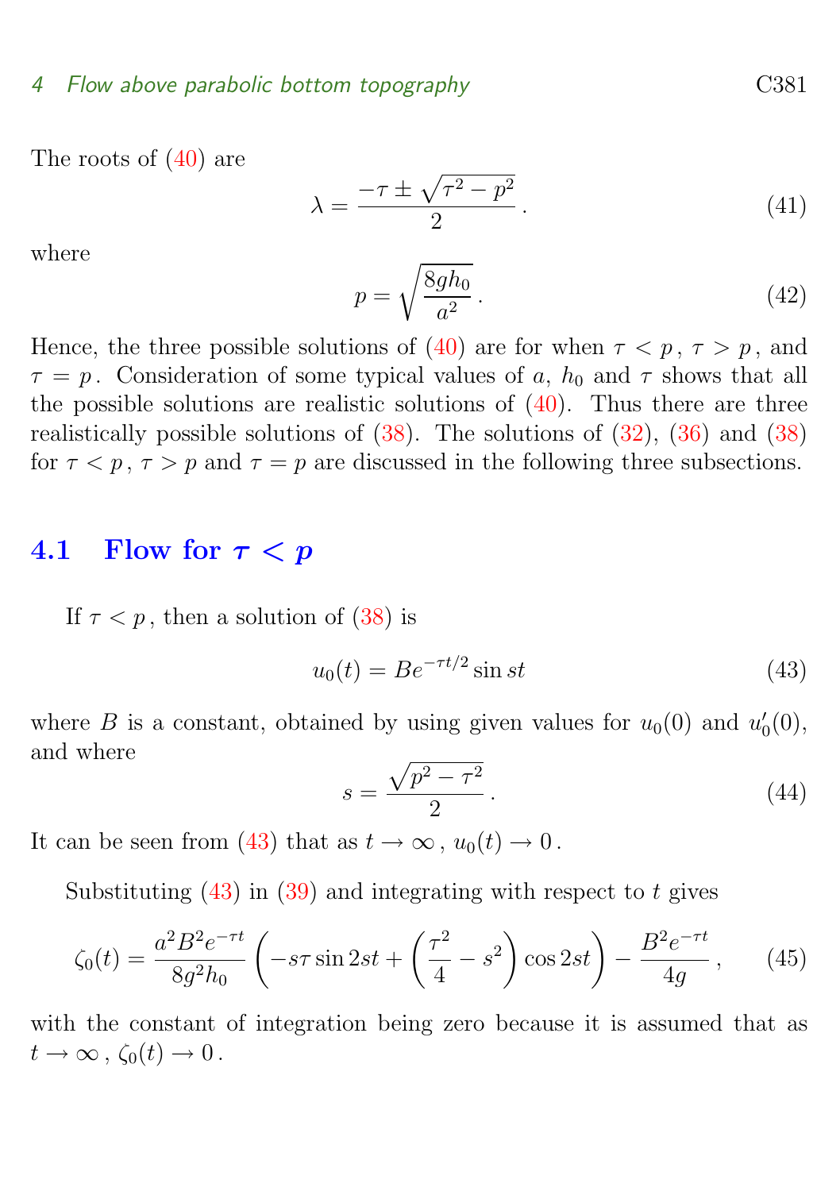The roots of (40) are

$$\lambda = \frac{-\tau \pm \sqrt{\tau^2 - p^2}}{2} \,. \tag{41}$$

where

$$p = \sqrt{\frac{8gh_0}{a^2}} \,. \tag{42}$$

Hence, the three possible solutions of (40) are for when $\tau < p$, $\tau > p$, and $\tau = p$. Consideration of some typical values of $a$, $h_0$ and $\tau$ shows that all the possible solutions are realistic solutions of (40). Thus there are three realistically possible solutions of (38). The solutions of (32), (36) and (38) for $\tau < p$, $\tau > p$ and $\tau = p$ are discussed in the following three subsections.

## 4.1 Flow for $\tau < p$

If $\tau < p$, then a solution of (38) is

$$u_0(t) = Be^{-\tau t/2} \sin st \tag{43}$$

where $B$ is a constant, obtained by using given values for $u_0(0)$ and $u_0'(0)$, and where

$$s = \frac{\sqrt{p^2 - \tau^2}}{2} \,. \tag{44}$$

It can be seen from (43) that as $t \to \infty$, $u_0(t) \to 0$.

Substituting (43) in (39) and integrating with respect to $t$ gives

$$\zeta_0(t) = \frac{a^2 B^2 e^{-\tau t}}{8g^2 h_0} \left( -s\tau \sin 2st + \left( \frac{\tau^2}{4} - s^2 \right) \cos 2st \right) - \frac{B^2 e^{-\tau t}}{4g} \,, \tag{45}$$

with the constant of integration being zero because it is assumed that as $t \to \infty$, $\zeta_0(t) \to 0$.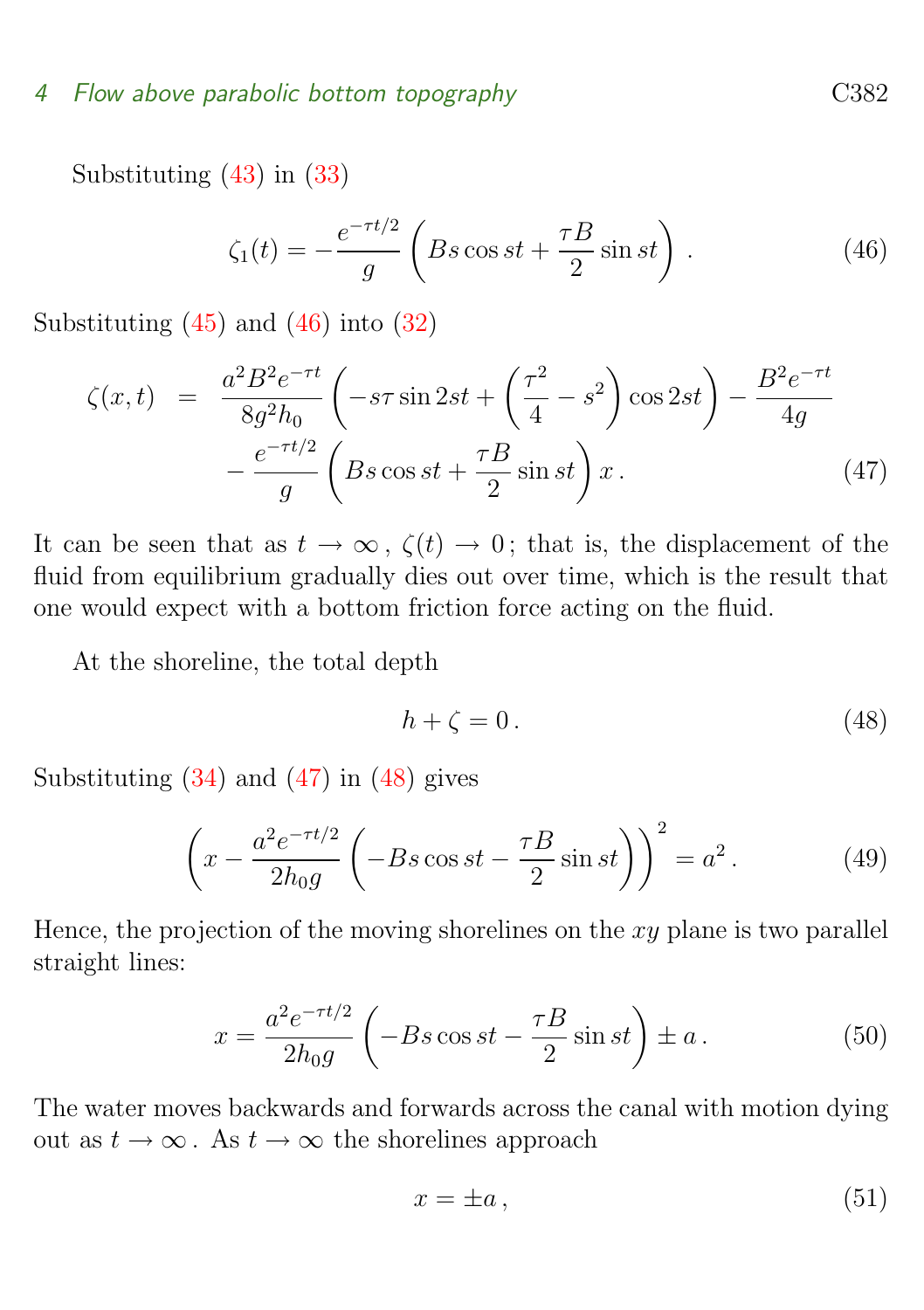Substituting (43) in (33)

$$\zeta_1(t) = -\frac{e^{-\tau t/2}}{g}\left(Bs\cos st + \frac{\tau B}{2}\sin st\right). \tag{46}$$

Substituting (45) and (46) into (32)

$$\begin{aligned}\zeta(x,t) &= \frac{a^2B^2e^{-\tau t}}{8g^2h_0}\left(-s\tau\sin 2st + \left(\frac{\tau^2}{4} - s^2\right)\cos 2st\right) - \frac{B^2e^{-\tau t}}{4g} \\ &\quad - \frac{e^{-\tau t/2}}{g}\left(Bs\cos st + \frac{\tau B}{2}\sin st\right)x\,. \end{aligned}\tag{47}$$

It can be seen that as $t \to \infty$, $\zeta(t) \to 0$; that is, the displacement of the fluid from equilibrium gradually dies out over time, which is the result that one would expect with a bottom friction force acting on the fluid.

At the shoreline, the total depth

$$h + \zeta = 0\,. \tag{48}$$

Substituting (34) and (47) in (48) gives

$$\left(x - \frac{a^2e^{-\tau t/2}}{2h_0g}\left(-Bs\cos st - \frac{\tau B}{2}\sin st\right)\right)^2 = a^2\,. \tag{49}$$

Hence, the projection of the moving shorelines on the $xy$ plane is two parallel straight lines:

$$x = \frac{a^2e^{-\tau t/2}}{2h_0g}\left(-Bs\cos st - \frac{\tau B}{2}\sin st\right) \pm a\,. \tag{50}$$

The water moves backwards and forwards across the canal with motion dying out as $t \to \infty$. As $t \to \infty$ the shorelines approach

$$x = \pm a\,, \tag{51}$$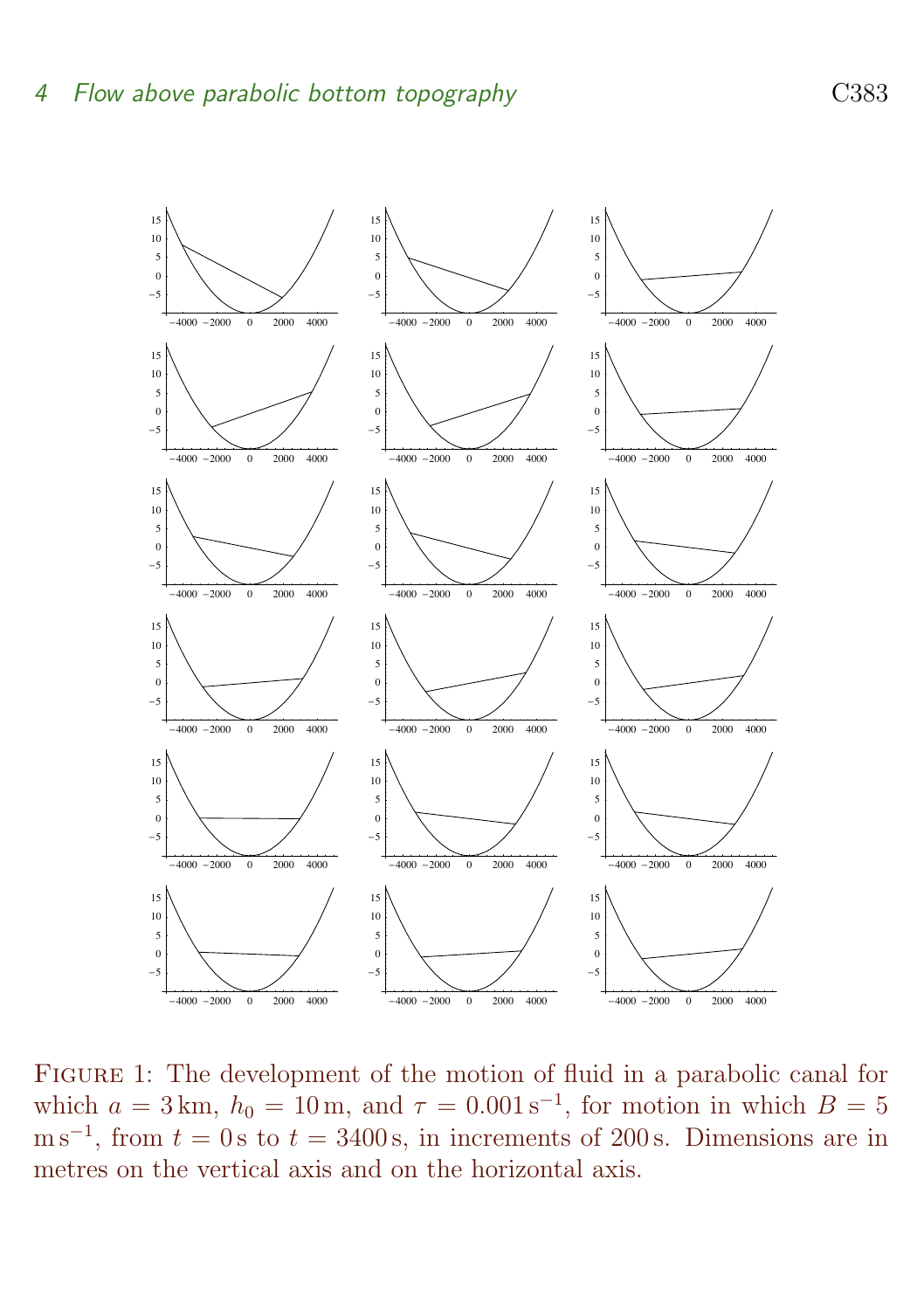Figure 1: The development of the motion of fluid in a parabolic canal for which $a = 3\,\text{km}$, $h_0 = 10\,\text{m}$, and $\tau = 0.001\,\text{s}^{-1}$, for motion in which $B = 5\,\text{m}\,\text{s}^{-1}$, from $t = 0\,\text{s}$ to $t = 3400\,\text{s}$, in increments of $200\,\text{s}$. Dimensions are in metres on the vertical axis and on the horizontal axis.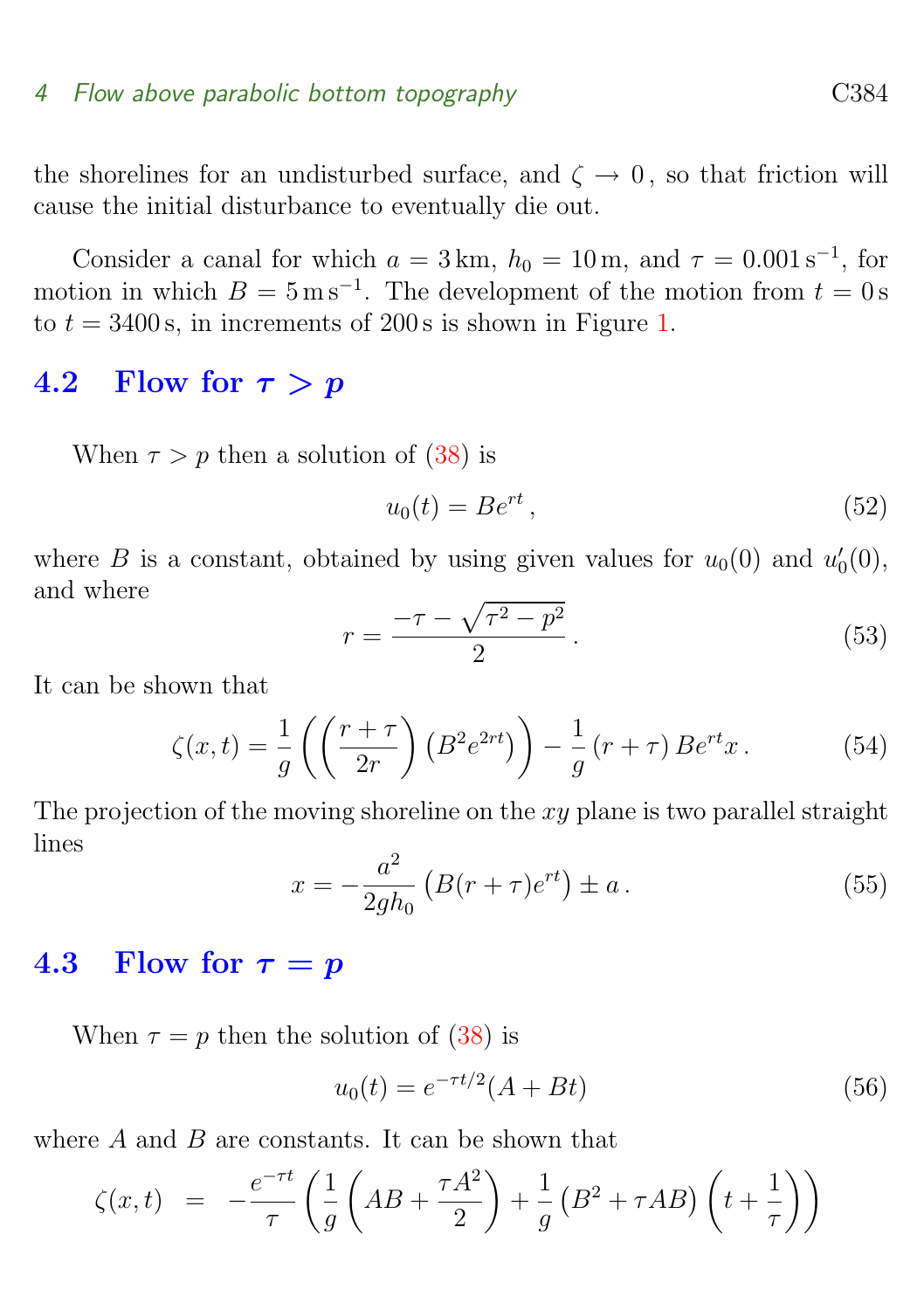the shorelines for an undisturbed surface, and $\zeta \to 0$, so that friction will cause the initial disturbance to eventually die out.

Consider a canal for which $a = 3\,\mathrm{km}$, $h_0 = 10\,\mathrm{m}$, and $\tau = 0.001\,\mathrm{s}^{-1}$, for motion in which $B = 5\,\mathrm{m\,s}^{-1}$. The development of the motion from $t = 0\,\mathrm{s}$ to $t = 3400\,\mathrm{s}$, in increments of $200\,\mathrm{s}$ is shown in Figure 1.

## 4.2 Flow for $\tau > p$

When $\tau > p$ then a solution of (38) is

$$u_0(t) = Be^{rt}\,, \tag{52}$$

where $B$ is a constant, obtained by using given values for $u_0(0)$ and $u_0'(0)$, and where

$$r = \frac{-\tau - \sqrt{\tau^2 - p^2}}{2}\,. \tag{53}$$

It can be shown that

$$\zeta(x,t) = \frac{1}{g}\left(\left(\frac{r+\tau}{2r}\right)\left(B^2 e^{2rt}\right)\right) - \frac{1}{g}\left(r+\tau\right)Be^{rt}x\,. \tag{54}$$

The projection of the moving shoreline on the $xy$ plane is two parallel straight lines

$$x = -\frac{a^2}{2gh_0}\left(B(r+\tau)e^{rt}\right) \pm a\,. \tag{55}$$

## 4.3 Flow for $\tau = p$

When $\tau = p$ then the solution of (38) is

$$u_0(t) = e^{-\tau t/2}(A + Bt) \tag{56}$$

where $A$ and $B$ are constants. It can be shown that

$$\zeta(x,t) \;\;=\;\; -\frac{e^{-\tau t}}{\tau}\left(\frac{1}{g}\left(AB + \frac{\tau A^2}{2}\right) + \frac{1}{g}\left(B^2 + \tau AB\right)\left(t + \frac{1}{\tau}\right)\right)$$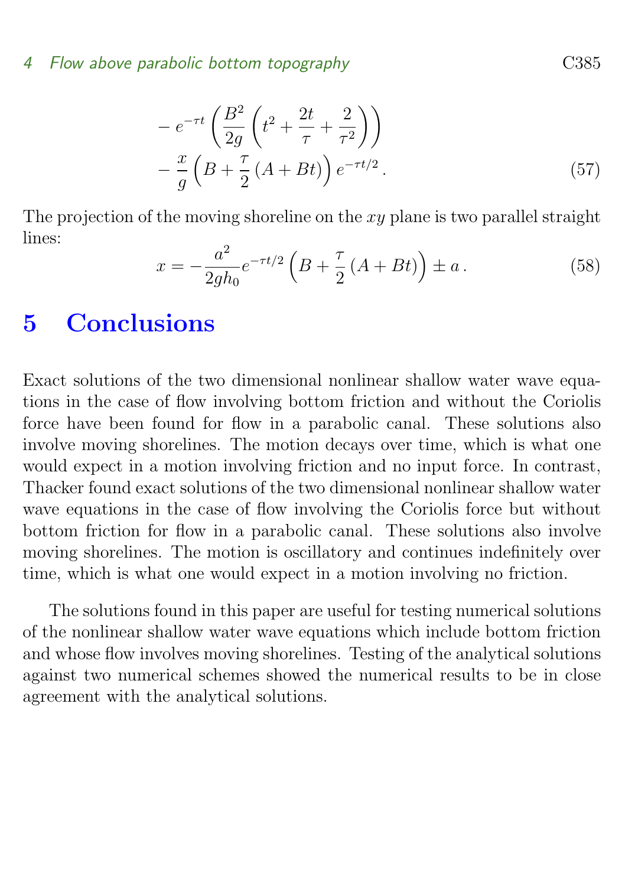$$
\begin{aligned}
&- e^{-\tau t}\left(\frac{B^2}{2g}\left(t^2 + \frac{2t}{\tau} + \frac{2}{\tau^2}\right)\right) \\
&- \frac{x}{g}\left(B + \frac{\tau}{2}\left(A + Bt\right)\right)e^{-\tau t/2}\,.
\end{aligned} \tag{57}
$$

The projection of the moving shoreline on the $xy$ plane is two parallel straight lines:

$$
x = -\frac{a^2}{2gh_0}e^{-\tau t/2}\left(B + \frac{\tau}{2}\left(A + Bt\right)\right) \pm a\,. \tag{58}
$$

# 5 Conclusions

Exact solutions of the two dimensional nonlinear shallow water wave equations in the case of flow involving bottom friction and without the Coriolis force have been found for flow in a parabolic canal. These solutions also involve moving shorelines. The motion decays over time, which is what one would expect in a motion involving friction and no input force. In contrast, Thacker found exact solutions of the two dimensional nonlinear shallow water wave equations in the case of flow involving the Coriolis force but without bottom friction for flow in a parabolic canal. These solutions also involve moving shorelines. The motion is oscillatory and continues indefinitely over time, which is what one would expect in a motion involving no friction.

The solutions found in this paper are useful for testing numerical solutions of the nonlinear shallow water wave equations which include bottom friction and whose flow involves moving shorelines. Testing of the analytical solutions against two numerical schemes showed the numerical results to be in close agreement with the analytical solutions.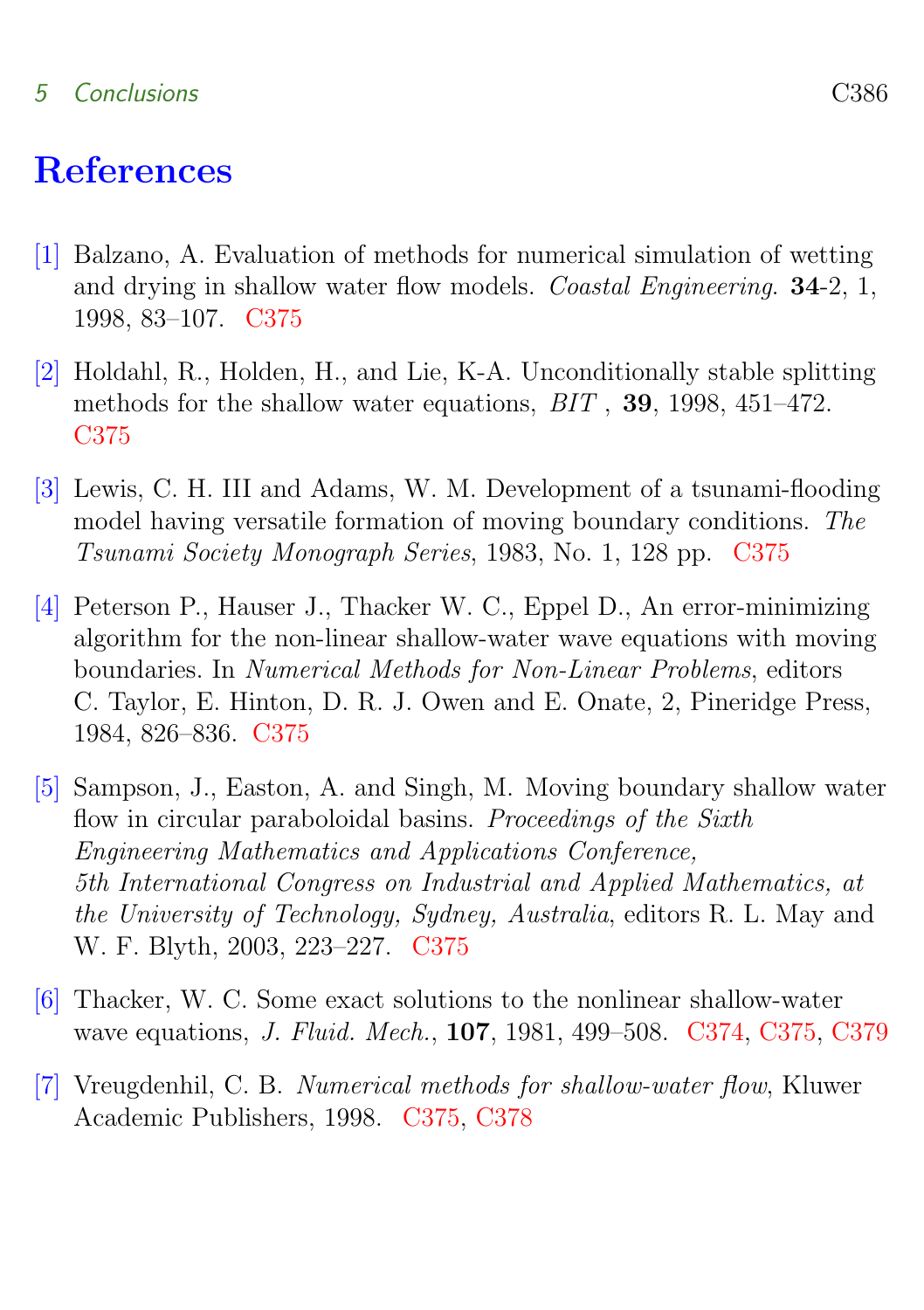# References

[1] Balzano, A. Evaluation of methods for numerical simulation of wetting and drying in shallow water flow models. *Coastal Engineering*. **34**-2, 1, 1998, 83–107. C375

[2] Holdahl, R., Holden, H., and Lie, K-A. Unconditionally stable splitting methods for the shallow water equations, *BIT* , **39**, 1998, 451–472. C375

[3] Lewis, C. H. III and Adams, W. M. Development of a tsunami-flooding model having versatile formation of moving boundary conditions. *The Tsunami Society Monograph Series*, 1983, No. 1, 128 pp. C375

[4] Peterson P., Hauser J., Thacker W. C., Eppel D., An error-minimizing algorithm for the non-linear shallow-water wave equations with moving boundaries. In *Numerical Methods for Non-Linear Problems*, editors C. Taylor, E. Hinton, D. R. J. Owen and E. Onate, 2, Pineridge Press, 1984, 826–836. C375

[5] Sampson, J., Easton, A. and Singh, M. Moving boundary shallow water flow in circular paraboloidal basins. *Proceedings of the Sixth Engineering Mathematics and Applications Conference, 5th International Congress on Industrial and Applied Mathematics, at the University of Technology, Sydney, Australia*, editors R. L. May and W. F. Blyth, 2003, 223–227. C375

[6] Thacker, W. C. Some exact solutions to the nonlinear shallow-water wave equations, *J. Fluid. Mech.*, **107**, 1981, 499–508. C374, C375, C379

[7] Vreugdenhil, C. B. *Numerical methods for shallow-water flow*, Kluwer Academic Publishers, 1998. C375, C378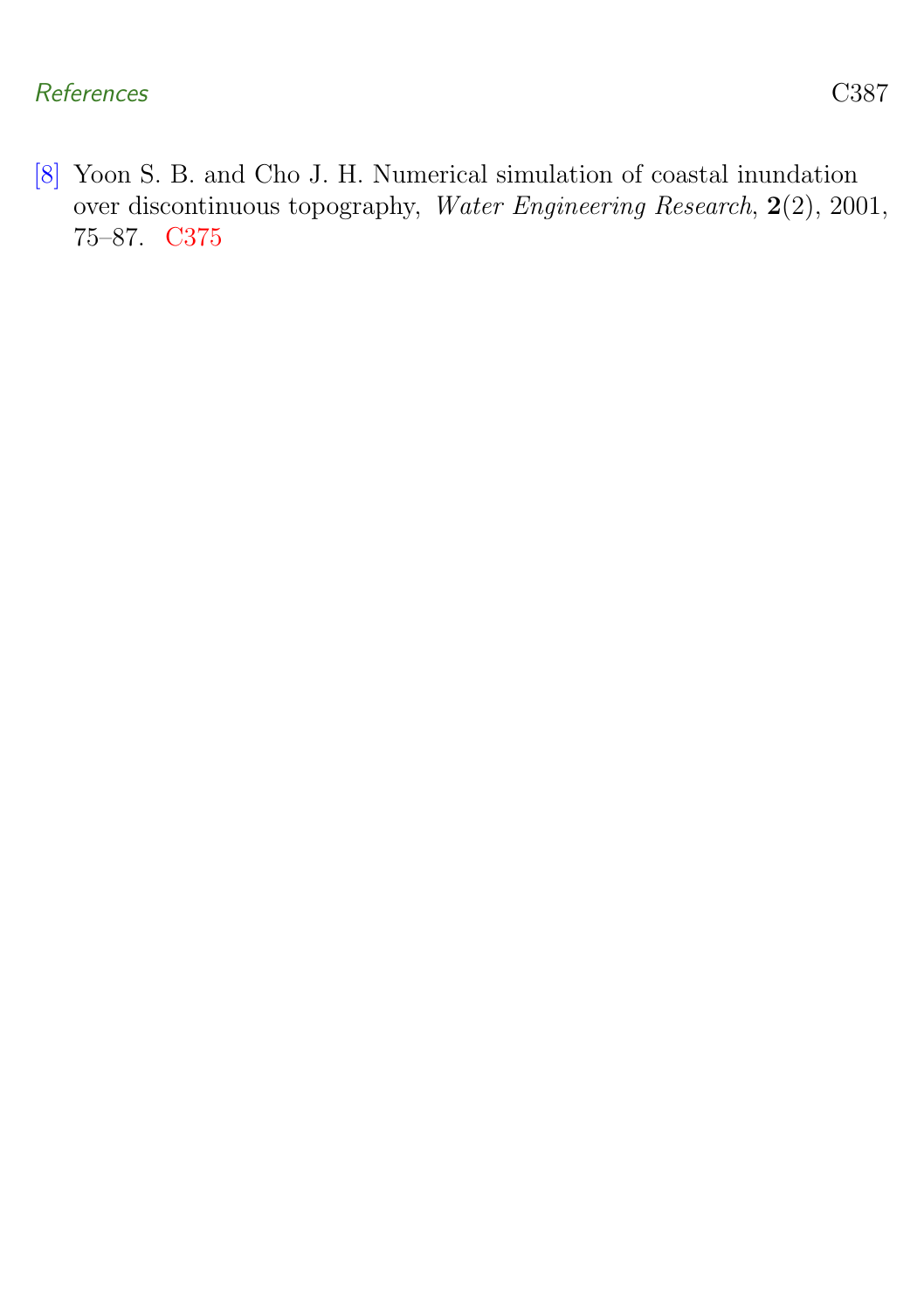[8] Yoon S. B. and Cho J. H. Numerical simulation of coastal inundation over discontinuous topography, *Water Engineering Research*, **2**(2), 2001, 75–87. C375